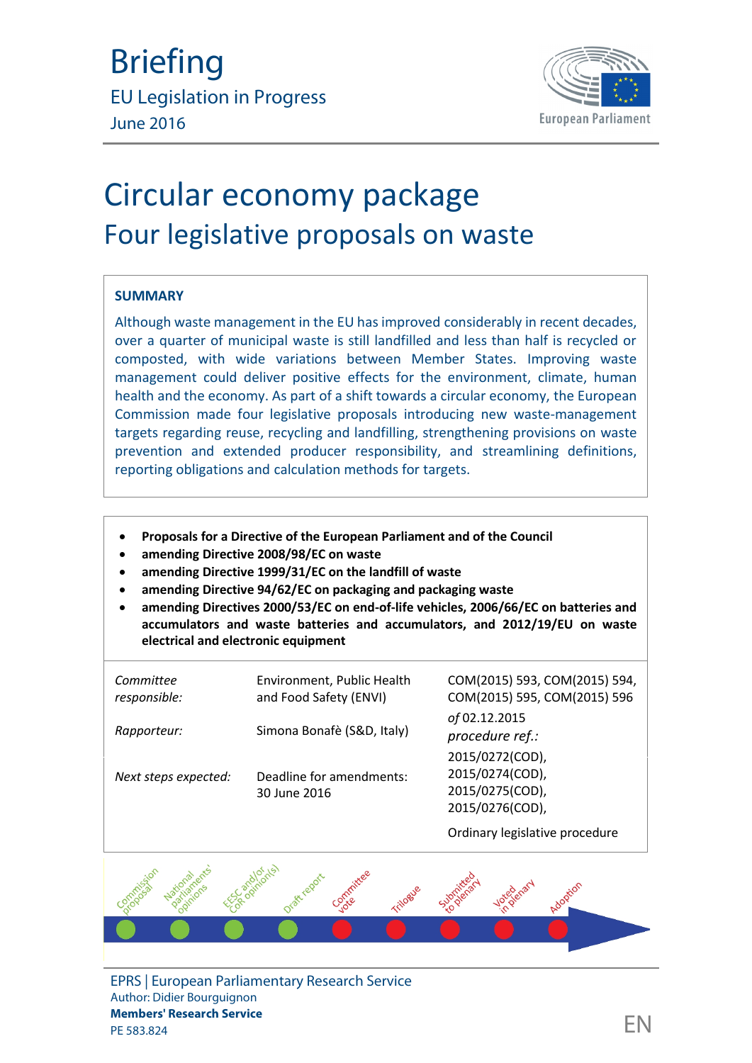# Briefing

EU Legislation in Progress
June 2016

# Circular economy package

## Four legislative proposals on waste

### SUMMARY

Although waste management in the EU has improved considerably in recent decades, over a quarter of municipal waste is still landfilled and less than half is recycled or composted, with wide variations between Member States. Improving waste management could deliver positive effects for the environment, climate, human health and the economy. As part of a shift towards a circular economy, the European Commission made four legislative proposals introducing new waste-management targets regarding reuse, recycling and landfilling, strengthening provisions on waste prevention and extended producer responsibility, and streamlining definitions, reporting obligations and calculation methods for targets.

- **Proposals for a Directive of the European Parliament and of the Council**
- **amending Directive 2008/98/EC on waste**
- **amending Directive 1999/31/EC on the landfill of waste**
- **amending Directive 94/62/EC on packaging and packaging waste**
- **amending Directives 2000/53/EC on end-of-life vehicles, 2006/66/EC on batteries and accumulators and waste batteries and accumulators, and 2012/19/EU on waste electrical and electronic equipment**

| | | |
|---|---|---|
| *Committee responsible:* | Environment, Public Health and Food Safety (ENVI) | COM(2015) 593, COM(2015) 594, COM(2015) 595, COM(2015) 596 *of* 02.12.2015 |
| *Rapporteur:* | Simona Bonafè (S&D, Italy) | *procedure ref.:* 2015/0272(COD), 2015/0274(COD), 2015/0275(COD), 2015/0276(COD), |
| *Next steps expected:* | Deadline for amendments: 30 June 2016 | Ordinary legislative procedure |

Commission proposal – National parliaments' opinions – EESC and/or CoR opinion(s) – Draft report – Committee vote – Trilogue – Submitted to plenary – Voted in plenary – Adoption

EPRS | European Parliamentary Research Service
Author: Didier Bourguignon
**Members' Research Service**
PE 583.824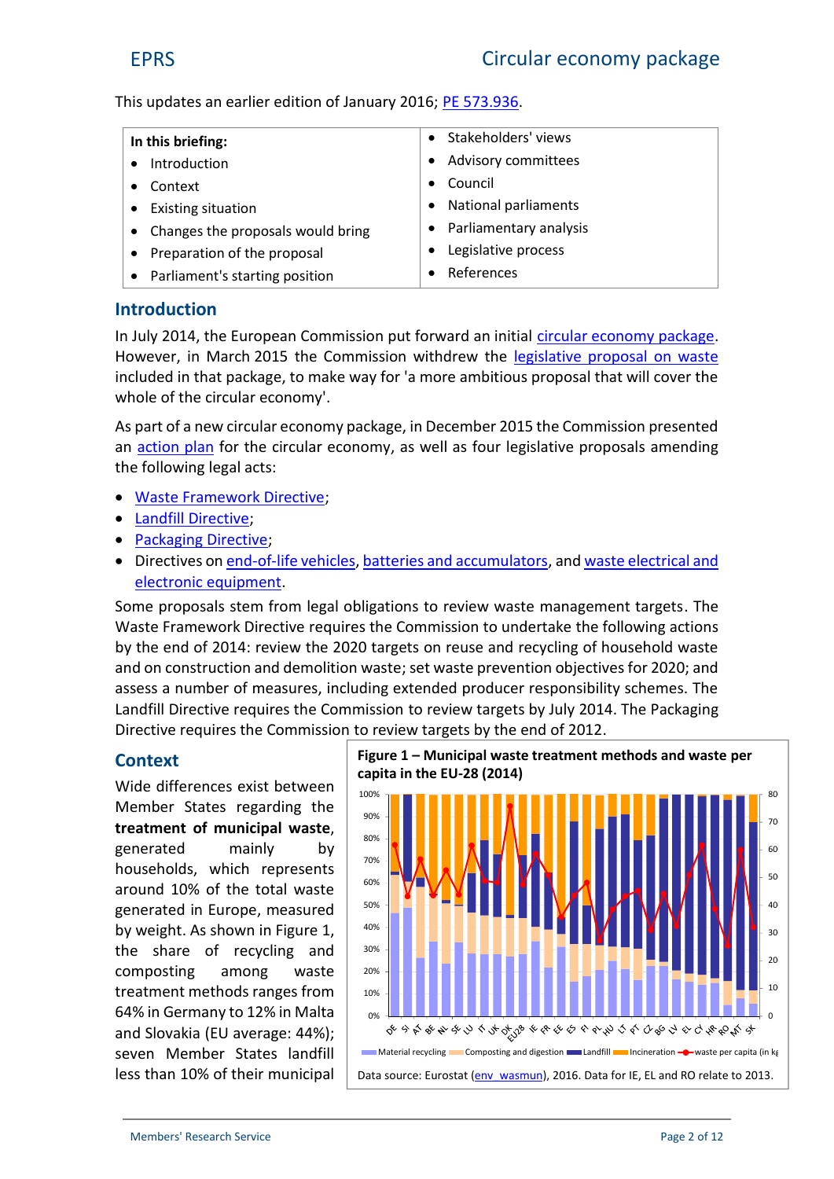This updates an earlier edition of January 2016; PE 573.936.

| In this briefing: | |
|---|---|
| • Introduction | • Stakeholders' views |
| • Context | • Advisory committees |
| • Existing situation | • Council |
| • Changes the proposals would bring | • National parliaments |
| • Preparation of the proposal | • Parliamentary analysis |
| • Parliament's starting position | • Legislative process |
| | • References |

## Introduction

In July 2014, the European Commission put forward an initial circular economy package. However, in March 2015 the Commission withdrew the legislative proposal on waste included in that package, to make way for 'a more ambitious proposal that will cover the whole of the circular economy'.

As part of a new circular economy package, in December 2015 the Commission presented an action plan for the circular economy, as well as four legislative proposals amending the following legal acts:

- Waste Framework Directive;
- Landfill Directive;
- Packaging Directive;
- Directives on end-of-life vehicles, batteries and accumulators, and waste electrical and electronic equipment.

Some proposals stem from legal obligations to review waste management targets. The Waste Framework Directive requires the Commission to undertake the following actions by the end of 2014: review the 2020 targets on reuse and recycling of household waste and on construction and demolition waste; set waste prevention objectives for 2020; and assess a number of measures, including extended producer responsibility schemes. The Landfill Directive requires the Commission to review targets by July 2014. The Packaging Directive requires the Commission to review targets by the end of 2012.

## Context

Wide differences exist between Member States regarding the **treatment of municipal waste**, generated mainly by households, which represents around 10% of the total waste generated in Europe, measured by weight. As shown in Figure 1, the share of recycling and composting among waste treatment methods ranges from 64% in Germany to 12% in Malta and Slovakia (EU average: 44%); seven Member States landfill less than 10% of their municipal

**Figure 1 – Municipal waste treatment methods and waste per capita in the EU-28 (2014)**

Data source: Eurostat (env_wasmun), 2016. Data for IE, EL and RO relate to 2013.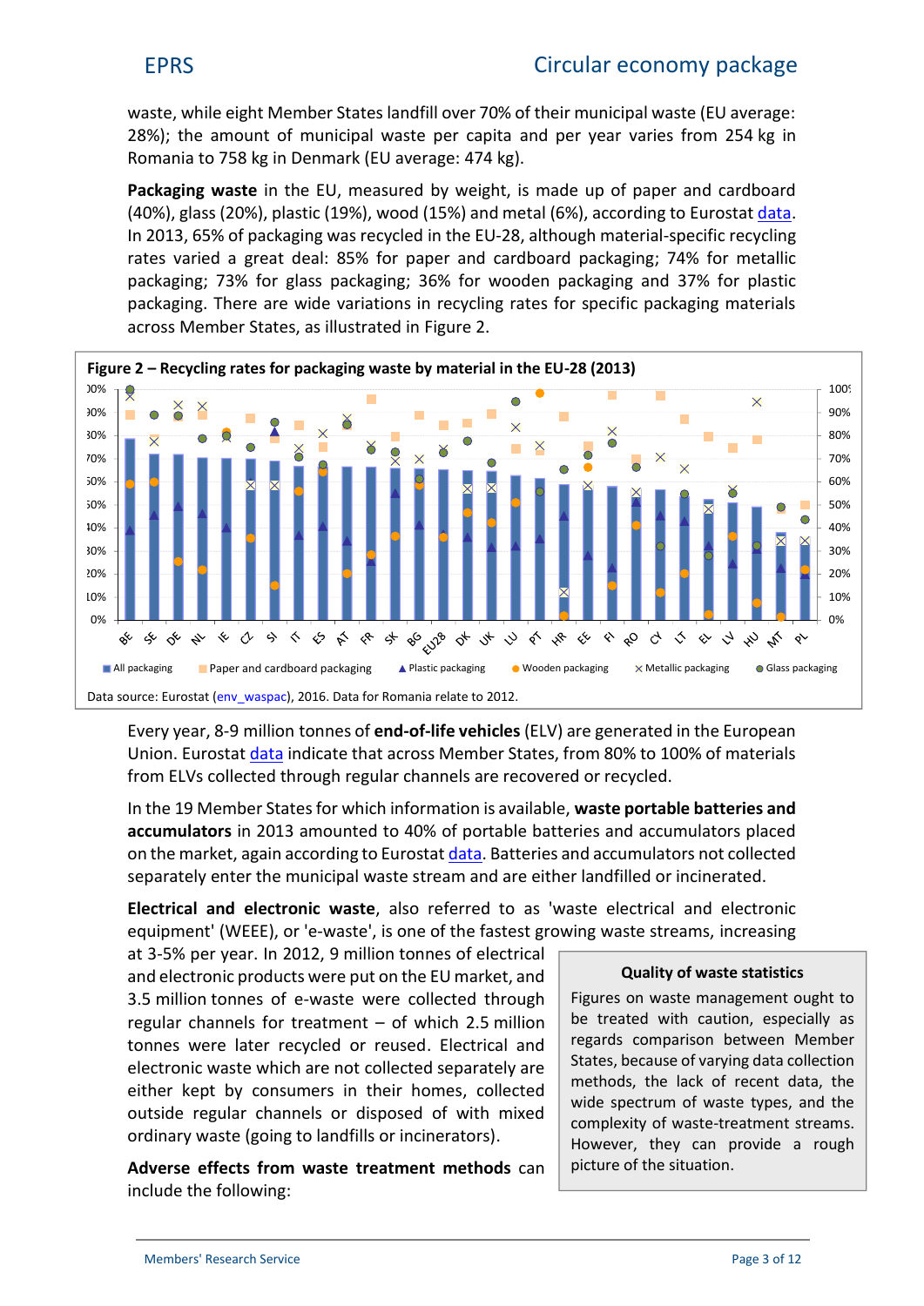waste, while eight Member States landfill over 70% of their municipal waste (EU average: 28%); the amount of municipal waste per capita and per year varies from 254 kg in Romania to 758 kg in Denmark (EU average: 474 kg).

**Packaging waste** in the EU, measured by weight, is made up of paper and cardboard (40%), glass (20%), plastic (19%), wood (15%) and metal (6%), according to Eurostat data. In 2013, 65% of packaging was recycled in the EU-28, although material-specific recycling rates varied a great deal: 85% for paper and cardboard packaging; 74% for metallic packaging; 73% for glass packaging; 36% for wooden packaging and 37% for plastic packaging. There are wide variations in recycling rates for specific packaging materials across Member States, as illustrated in Figure 2.

**Figure 2 – Recycling rates for packaging waste by material in the EU-28 (2013)**

Data source: Eurostat (env_waspac), 2016. Data for Romania relate to 2012.

Every year, 8-9 million tonnes of **end-of-life vehicles** (ELV) are generated in the European Union. Eurostat data indicate that across Member States, from 80% to 100% of materials from ELVs collected through regular channels are recovered or recycled.

In the 19 Member States for which information is available, **waste portable batteries and accumulators** in 2013 amounted to 40% of portable batteries and accumulators placed on the market, again according to Eurostat data. Batteries and accumulators not collected separately enter the municipal waste stream and are either landfilled or incinerated.

**Electrical and electronic waste**, also referred to as 'waste electrical and electronic equipment' (WEEE), or 'e-waste', is one of the fastest growing waste streams, increasing at 3-5% per year. In 2012, 9 million tonnes of electrical and electronic products were put on the EU market, and 3.5 million tonnes of e-waste were collected through regular channels for treatment – of which 2.5 million tonnes were later recycled or reused. Electrical and electronic waste which are not collected separately are either kept by consumers in their homes, collected outside regular channels or disposed of with mixed ordinary waste (going to landfills or incinerators).

**Adverse effects from waste treatment methods** can include the following:

**Quality of waste statistics**

Figures on waste management ought to be treated with caution, especially as regards comparison between Member States, because of varying data collection methods, the lack of recent data, the wide spectrum of waste types, and the complexity of waste-treatment streams. However, they can provide a rough picture of the situation.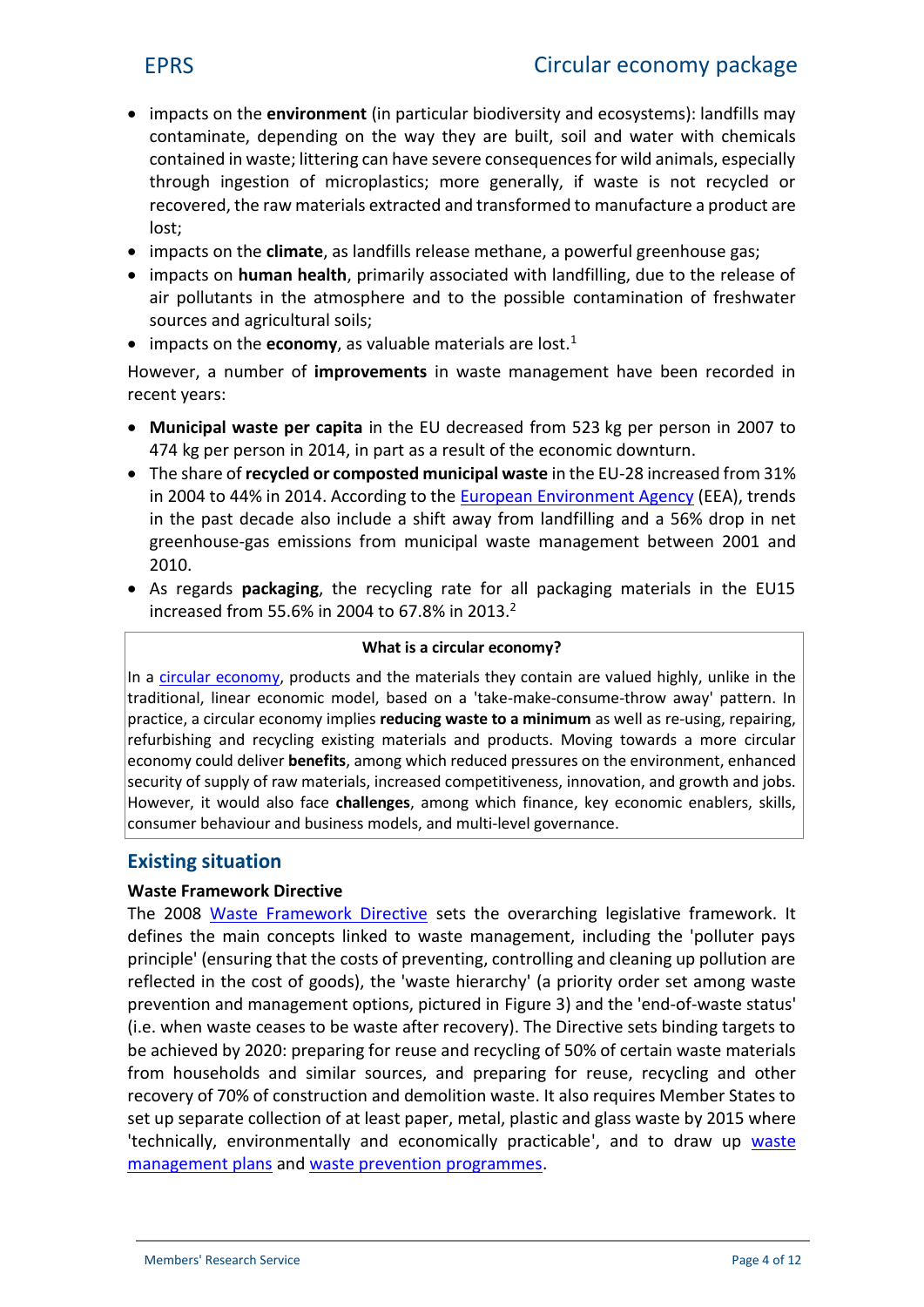- impacts on the **environment** (in particular biodiversity and ecosystems): landfills may contaminate, depending on the way they are built, soil and water with chemicals contained in waste; littering can have severe consequences for wild animals, especially through ingestion of microplastics; more generally, if waste is not recycled or recovered, the raw materials extracted and transformed to manufacture a product are lost;
- impacts on the **climate**, as landfills release methane, a powerful greenhouse gas;
- impacts on **human health**, primarily associated with landfilling, due to the release of air pollutants in the atmosphere and to the possible contamination of freshwater sources and agricultural soils;
- impacts on the **economy**, as valuable materials are lost.[1]

However, a number of **improvements** in waste management have been recorded in recent years:

- **Municipal waste per capita** in the EU decreased from 523 kg per person in 2007 to 474 kg per person in 2014, in part as a result of the economic downturn.
- The share of **recycled or composted municipal waste** in the EU-28 increased from 31% in 2004 to 44% in 2014. According to the European Environment Agency (EEA), trends in the past decade also include a shift away from landfilling and a 56% drop in net greenhouse-gas emissions from municipal waste management between 2001 and 2010.
- As regards **packaging**, the recycling rate for all packaging materials in the EU15 increased from 55.6% in 2004 to 67.8% in 2013.[2]

**What is a circular economy?**

In a circular economy, products and the materials they contain are valued highly, unlike in the traditional, linear economic model, based on a 'take-make-consume-throw away' pattern. In practice, a circular economy implies **reducing waste to a minimum** as well as re-using, repairing, refurbishing and recycling existing materials and products. Moving towards a more circular economy could deliver **benefits**, among which reduced pressures on the environment, enhanced security of supply of raw materials, increased competitiveness, innovation, and growth and jobs. However, it would also face **challenges**, among which finance, key economic enablers, skills, consumer behaviour and business models, and multi-level governance.

## Existing situation

### Waste Framework Directive

The 2008 Waste Framework Directive sets the overarching legislative framework. It defines the main concepts linked to waste management, including the 'polluter pays principle' (ensuring that the costs of preventing, controlling and cleaning up pollution are reflected in the cost of goods), the 'waste hierarchy' (a priority order set among waste prevention and management options, pictured in Figure 3) and the 'end-of-waste status' (i.e. when waste ceases to be waste after recovery). The Directive sets binding targets to be achieved by 2020: preparing for reuse and recycling of 50% of certain waste materials from households and similar sources, and preparing for reuse, recycling and other recovery of 70% of construction and demolition waste. It also requires Member States to set up separate collection of at least paper, metal, plastic and glass waste by 2015 where 'technically, environmentally and economically practicable', and to draw up waste management plans and waste prevention programmes.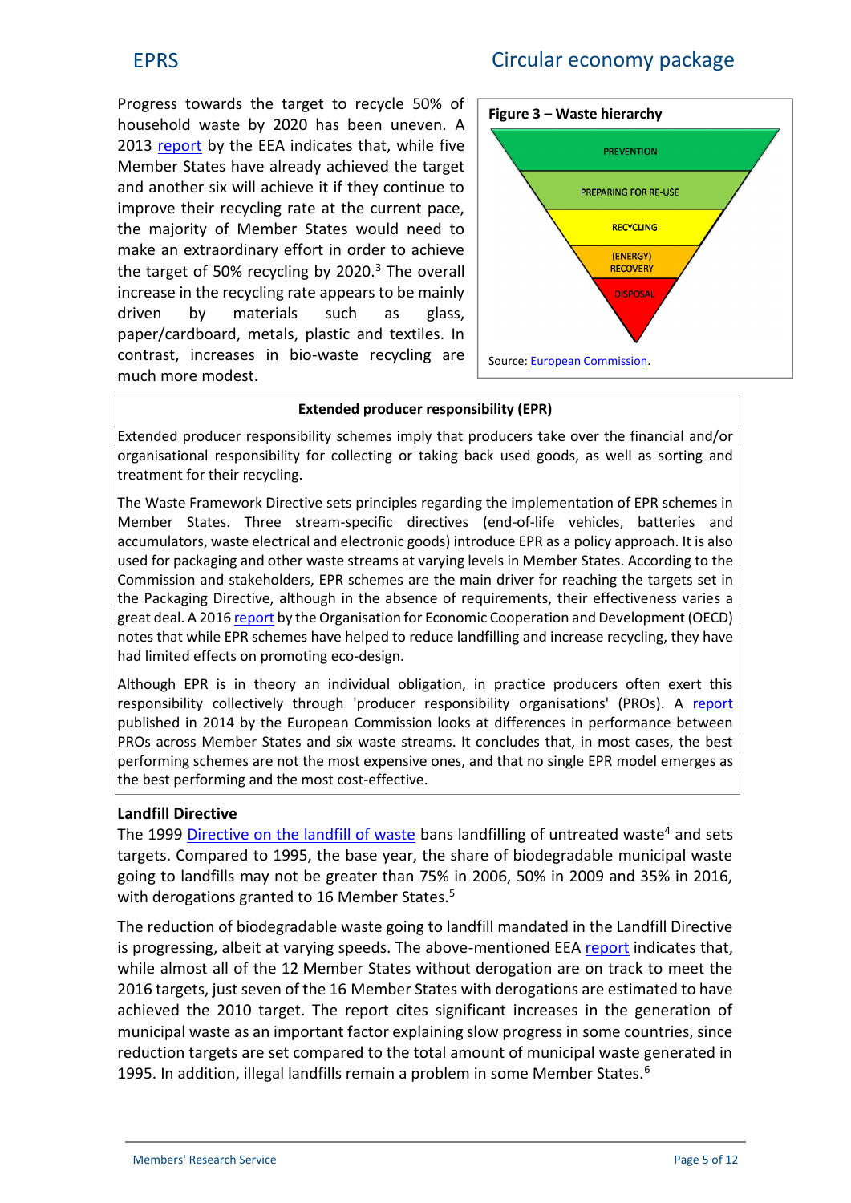Progress towards the target to recycle 50% of household waste by 2020 has been uneven. A 2013 report by the EEA indicates that, while five Member States have already achieved the target and another six will achieve it if they continue to improve their recycling rate at the current pace, the majority of Member States would need to make an extraordinary effort in order to achieve the target of 50% recycling by 2020.[3] The overall increase in the recycling rate appears to be mainly driven by materials such as glass, paper/cardboard, metals, plastic and textiles. In contrast, increases in bio-waste recycling are much more modest.

**Figure 3 – Waste hierarchy**

PREVENTION

PREPARING FOR RE-USE

RECYCLING

(ENERGY) RECOVERY

DISPOSAL

Source: European Commission.

**Extended producer responsibility (EPR)**

Extended producer responsibility schemes imply that producers take over the financial and/or organisational responsibility for collecting or taking back used goods, as well as sorting and treatment for their recycling.

The Waste Framework Directive sets principles regarding the implementation of EPR schemes in Member States. Three stream-specific directives (end-of-life vehicles, batteries and accumulators, waste electrical and electronic goods) introduce EPR as a policy approach. It is also used for packaging and other waste streams at varying levels in Member States. According to the Commission and stakeholders, EPR schemes are the main driver for reaching the targets set in the Packaging Directive, although in the absence of requirements, their effectiveness varies a great deal. A 2016 report by the Organisation for Economic Cooperation and Development (OECD) notes that while EPR schemes have helped to reduce landfilling and increase recycling, they have had limited effects on promoting eco-design.

Although EPR is in theory an individual obligation, in practice producers often exert this responsibility collectively through 'producer responsibility organisations' (PROs). A report published in 2014 by the European Commission looks at differences in performance between PROs across Member States and six waste streams. It concludes that, in most cases, the best performing schemes are not the most expensive ones, and that no single EPR model emerges as the best performing and the most cost-effective.

### Landfill Directive

The 1999 Directive on the landfill of waste bans landfilling of untreated waste[4] and sets targets. Compared to 1995, the base year, the share of biodegradable municipal waste going to landfills may not be greater than 75% in 2006, 50% in 2009 and 35% in 2016, with derogations granted to 16 Member States.[5]

The reduction of biodegradable waste going to landfill mandated in the Landfill Directive is progressing, albeit at varying speeds. The above-mentioned EEA report indicates that, while almost all of the 12 Member States without derogation are on track to meet the 2016 targets, just seven of the 16 Member States with derogations are estimated to have achieved the 2010 target. The report cites significant increases in the generation of municipal waste as an important factor explaining slow progress in some countries, since reduction targets are set compared to the total amount of municipal waste generated in 1995. In addition, illegal landfills remain a problem in some Member States.[6]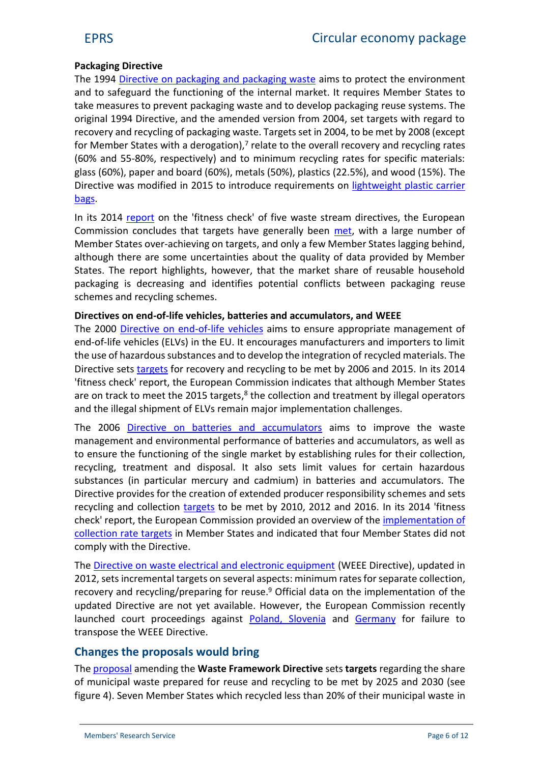**Packaging Directive**

The 1994 Directive on packaging and packaging waste aims to protect the environment and to safeguard the functioning of the internal market. It requires Member States to take measures to prevent packaging waste and to develop packaging reuse systems. The original 1994 Directive, and the amended version from 2004, set targets with regard to recovery and recycling of packaging waste. Targets set in 2004, to be met by 2008 (except for Member States with a derogation),[7] relate to the overall recovery and recycling rates (60% and 55-80%, respectively) and to minimum recycling rates for specific materials: glass (60%), paper and board (60%), metals (50%), plastics (22.5%), and wood (15%). The Directive was modified in 2015 to introduce requirements on lightweight plastic carrier bags.

In its 2014 report on the 'fitness check' of five waste stream directives, the European Commission concludes that targets have generally been met, with a large number of Member States over-achieving on targets, and only a few Member States lagging behind, although there are some uncertainties about the quality of data provided by Member States. The report highlights, however, that the market share of reusable household packaging is decreasing and identifies potential conflicts between packaging reuse schemes and recycling schemes.

**Directives on end-of-life vehicles, batteries and accumulators, and WEEE**

The 2000 Directive on end-of-life vehicles aims to ensure appropriate management of end-of-life vehicles (ELVs) in the EU. It encourages manufacturers and importers to limit the use of hazardous substances and to develop the integration of recycled materials. The Directive sets targets for recovery and recycling to be met by 2006 and 2015. In its 2014 'fitness check' report, the European Commission indicates that although Member States are on track to meet the 2015 targets,[8] the collection and treatment by illegal operators and the illegal shipment of ELVs remain major implementation challenges.

The 2006 Directive on batteries and accumulators aims to improve the waste management and environmental performance of batteries and accumulators, as well as to ensure the functioning of the single market by establishing rules for their collection, recycling, treatment and disposal. It also sets limit values for certain hazardous substances (in particular mercury and cadmium) in batteries and accumulators. The Directive provides for the creation of extended producer responsibility schemes and sets recycling and collection targets to be met by 2010, 2012 and 2016. In its 2014 'fitness check' report, the European Commission provided an overview of the implementation of collection rate targets in Member States and indicated that four Member States did not comply with the Directive.

The Directive on waste electrical and electronic equipment (WEEE Directive), updated in 2012, sets incremental targets on several aspects: minimum rates for separate collection, recovery and recycling/preparing for reuse.[9] Official data on the implementation of the updated Directive are not yet available. However, the European Commission recently launched court proceedings against Poland, Slovenia and Germany for failure to transpose the WEEE Directive.

## Changes the proposals would bring

The proposal amending the **Waste Framework Directive** sets **targets** regarding the share of municipal waste prepared for reuse and recycling to be met by 2025 and 2030 (see figure 4). Seven Member States which recycled less than 20% of their municipal waste in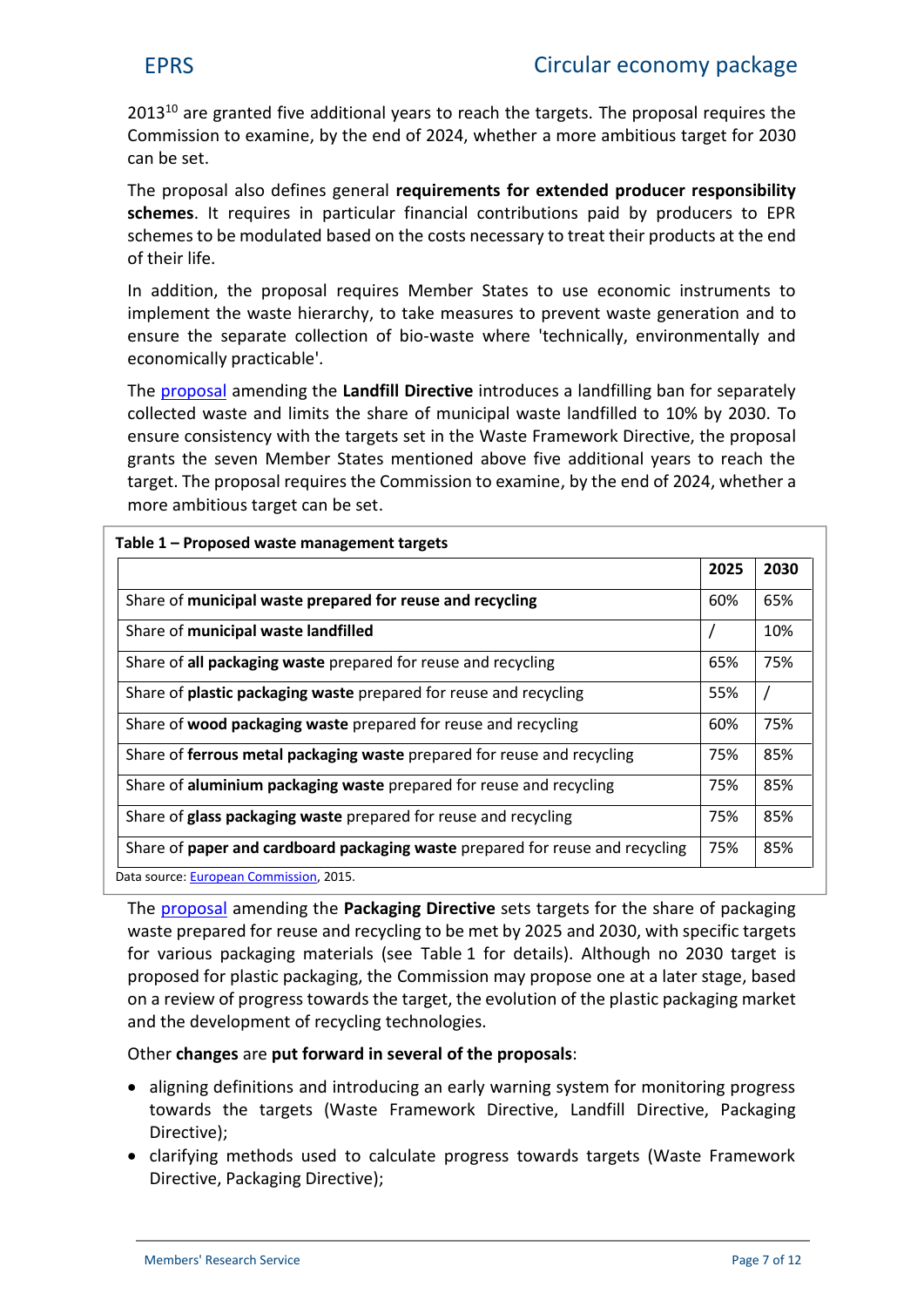2013[10] are granted five additional years to reach the targets. The proposal requires the Commission to examine, by the end of 2024, whether a more ambitious target for 2030 can be set.

The proposal also defines general **requirements for extended producer responsibility schemes**. It requires in particular financial contributions paid by producers to EPR schemes to be modulated based on the costs necessary to treat their products at the end of their life.

In addition, the proposal requires Member States to use economic instruments to implement the waste hierarchy, to take measures to prevent waste generation and to ensure the separate collection of bio-waste where 'technically, environmentally and economically practicable'.

The proposal amending the **Landfill Directive** introduces a landfilling ban for separately collected waste and limits the share of municipal waste landfilled to 10% by 2030. To ensure consistency with the targets set in the Waste Framework Directive, the proposal grants the seven Member States mentioned above five additional years to reach the target. The proposal requires the Commission to examine, by the end of 2024, whether a more ambitious target can be set.

**Table 1 – Proposed waste management targets**

| | 2025 | 2030 |
|---|---|---|
| Share of **municipal waste prepared for reuse and recycling** | 60% | 65% |
| Share of **municipal waste landfilled** | / | 10% |
| Share of **all packaging waste** prepared for reuse and recycling | 65% | 75% |
| Share of **plastic packaging waste** prepared for reuse and recycling | 55% | / |
| Share of **wood packaging waste** prepared for reuse and recycling | 60% | 75% |
| Share of **ferrous metal packaging waste** prepared for reuse and recycling | 75% | 85% |
| Share of **aluminium packaging waste** prepared for reuse and recycling | 75% | 85% |
| Share of **glass packaging waste** prepared for reuse and recycling | 75% | 85% |
| Share of **paper and cardboard packaging waste** prepared for reuse and recycling | 75% | 85% |

Data source: European Commission, 2015.

The proposal amending the **Packaging Directive** sets targets for the share of packaging waste prepared for reuse and recycling to be met by 2025 and 2030, with specific targets for various packaging materials (see Table 1 for details). Although no 2030 target is proposed for plastic packaging, the Commission may propose one at a later stage, based on a review of progress towards the target, the evolution of the plastic packaging market and the development of recycling technologies.

Other **changes** are **put forward in several of the proposals**:

- aligning definitions and introducing an early warning system for monitoring progress towards the targets (Waste Framework Directive, Landfill Directive, Packaging Directive);
- clarifying methods used to calculate progress towards targets (Waste Framework Directive, Packaging Directive);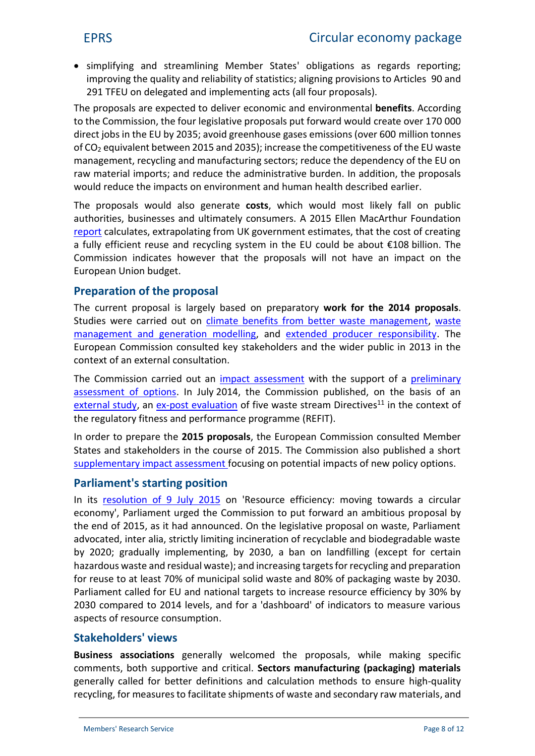- simplifying and streamlining Member States' obligations as regards reporting; improving the quality and reliability of statistics; aligning provisions to Articles 90 and 291 TFEU on delegated and implementing acts (all four proposals).

The proposals are expected to deliver economic and environmental **benefits**. According to the Commission, the four legislative proposals put forward would create over 170 000 direct jobs in the EU by 2035; avoid greenhouse gases emissions (over 600 million tonnes of $CO_2$ equivalent between 2015 and 2035); increase the competitiveness of the EU waste management, recycling and manufacturing sectors; reduce the dependency of the EU on raw material imports; and reduce the administrative burden. In addition, the proposals would reduce the impacts on environment and human health described earlier.

The proposals would also generate **costs**, which would most likely fall on public authorities, businesses and ultimately consumers. A 2015 Ellen MacArthur Foundation report calculates, extrapolating from UK government estimates, that the cost of creating a fully efficient reuse and recycling system in the EU could be about €108 billion. The Commission indicates however that the proposals will not have an impact on the European Union budget.

## Preparation of the proposal

The current proposal is largely based on preparatory **work for the 2014 proposals**. Studies were carried out on climate benefits from better waste management, waste management and generation modelling, and extended producer responsibility. The European Commission consulted key stakeholders and the wider public in 2013 in the context of an external consultation.

The Commission carried out an impact assessment with the support of a preliminary assessment of options. In July 2014, the Commission published, on the basis of an external study, an ex-post evaluation of five waste stream Directives[11] in the context of the regulatory fitness and performance programme (REFIT).

In order to prepare the **2015 proposals**, the European Commission consulted Member States and stakeholders in the course of 2015. The Commission also published a short supplementary impact assessment focusing on potential impacts of new policy options.

## Parliament's starting position

In its resolution of 9 July 2015 on 'Resource efficiency: moving towards a circular economy', Parliament urged the Commission to put forward an ambitious proposal by the end of 2015, as it had announced. On the legislative proposal on waste, Parliament advocated, inter alia, strictly limiting incineration of recyclable and biodegradable waste by 2020; gradually implementing, by 2030, a ban on landfilling (except for certain hazardous waste and residual waste); and increasing targets for recycling and preparation for reuse to at least 70% of municipal solid waste and 80% of packaging waste by 2030. Parliament called for EU and national targets to increase resource efficiency by 30% by 2030 compared to 2014 levels, and for a 'dashboard' of indicators to measure various aspects of resource consumption.

## Stakeholders' views

**Business associations** generally welcomed the proposals, while making specific comments, both supportive and critical. **Sectors manufacturing (packaging) materials** generally called for better definitions and calculation methods to ensure high-quality recycling, for measures to facilitate shipments of waste and secondary raw materials, and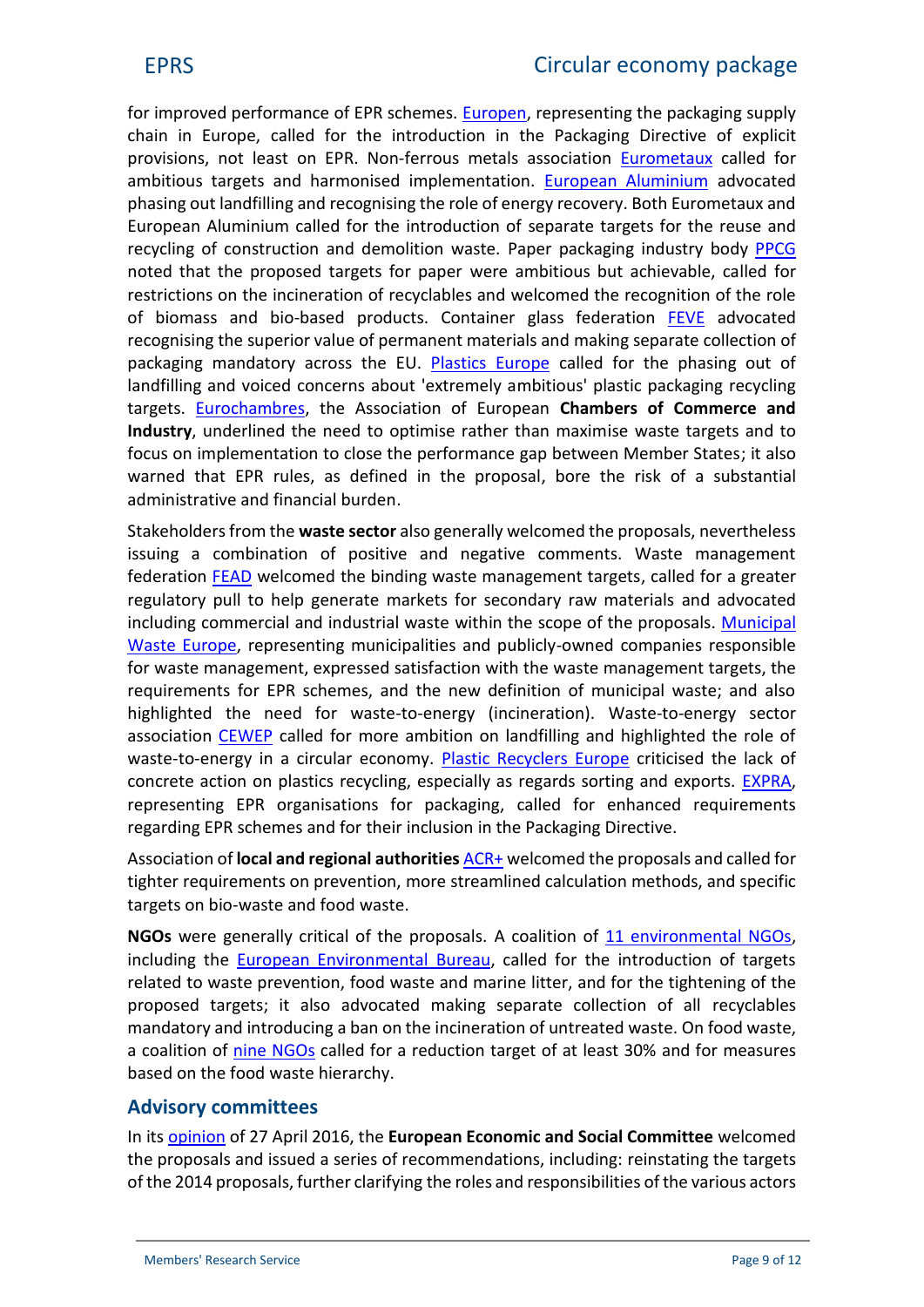for improved performance of EPR schemes. Europen, representing the packaging supply chain in Europe, called for the introduction in the Packaging Directive of explicit provisions, not least on EPR. Non-ferrous metals association Eurometaux called for ambitious targets and harmonised implementation. European Aluminium advocated phasing out landfilling and recognising the role of energy recovery. Both Eurometaux and European Aluminium called for the introduction of separate targets for the reuse and recycling of construction and demolition waste. Paper packaging industry body PPCG noted that the proposed targets for paper were ambitious but achievable, called for restrictions on the incineration of recyclables and welcomed the recognition of the role of biomass and bio-based products. Container glass federation FEVE advocated recognising the superior value of permanent materials and making separate collection of packaging mandatory across the EU. Plastics Europe called for the phasing out of landfilling and voiced concerns about 'extremely ambitious' plastic packaging recycling targets. Eurochambres, the Association of European **Chambers of Commerce and Industry**, underlined the need to optimise rather than maximise waste targets and to focus on implementation to close the performance gap between Member States; it also warned that EPR rules, as defined in the proposal, bore the risk of a substantial administrative and financial burden.

Stakeholders from the **waste sector** also generally welcomed the proposals, nevertheless issuing a combination of positive and negative comments. Waste management federation FEAD welcomed the binding waste management targets, called for a greater regulatory pull to help generate markets for secondary raw materials and advocated including commercial and industrial waste within the scope of the proposals. Municipal Waste Europe, representing municipalities and publicly-owned companies responsible for waste management, expressed satisfaction with the waste management targets, the requirements for EPR schemes, and the new definition of municipal waste; and also highlighted the need for waste-to-energy (incineration). Waste-to-energy sector association CEWEP called for more ambition on landfilling and highlighted the role of waste-to-energy in a circular economy. Plastic Recyclers Europe criticised the lack of concrete action on plastics recycling, especially as regards sorting and exports. EXPRA, representing EPR organisations for packaging, called for enhanced requirements regarding EPR schemes and for their inclusion in the Packaging Directive.

Association of **local and regional authorities** ACR+ welcomed the proposals and called for tighter requirements on prevention, more streamlined calculation methods, and specific targets on bio-waste and food waste.

**NGOs** were generally critical of the proposals. A coalition of 11 environmental NGOs, including the European Environmental Bureau, called for the introduction of targets related to waste prevention, food waste and marine litter, and for the tightening of the proposed targets; it also advocated making separate collection of all recyclables mandatory and introducing a ban on the incineration of untreated waste. On food waste, a coalition of nine NGOs called for a reduction target of at least 30% and for measures based on the food waste hierarchy.

## Advisory committees

In its opinion of 27 April 2016, the **European Economic and Social Committee** welcomed the proposals and issued a series of recommendations, including: reinstating the targets of the 2014 proposals, further clarifying the roles and responsibilities of the various actors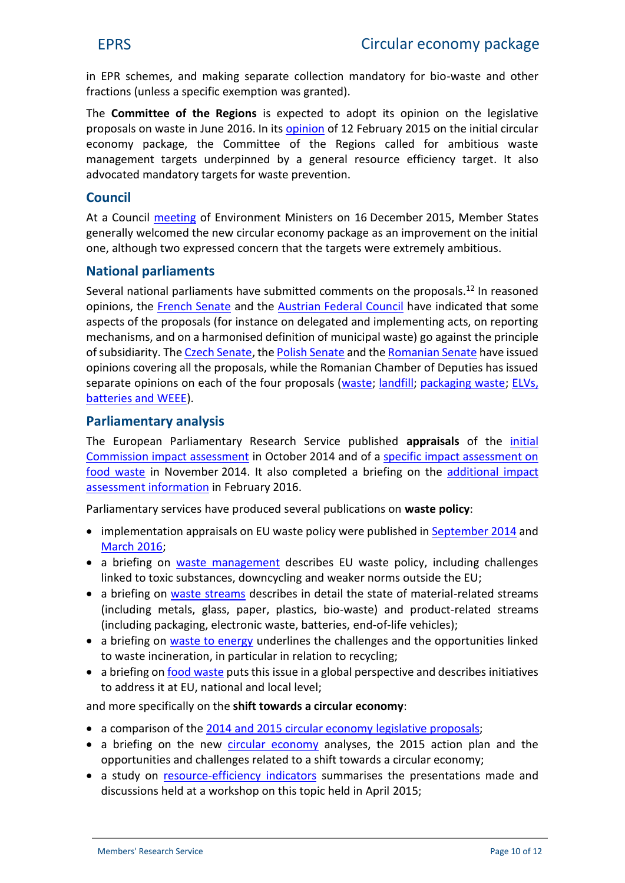in EPR schemes, and making separate collection mandatory for bio-waste and other fractions (unless a specific exemption was granted).

The **Committee of the Regions** is expected to adopt its opinion on the legislative proposals on waste in June 2016. In its opinion of 12 February 2015 on the initial circular economy package, the Committee of the Regions called for ambitious waste management targets underpinned by a general resource efficiency target. It also advocated mandatory targets for waste prevention.

## Council

At a Council meeting of Environment Ministers on 16 December 2015, Member States generally welcomed the new circular economy package as an improvement on the initial one, although two expressed concern that the targets were extremely ambitious.

## National parliaments

Several national parliaments have submitted comments on the proposals.[12] In reasoned opinions, the French Senate and the Austrian Federal Council have indicated that some aspects of the proposals (for instance on delegated and implementing acts, on reporting mechanisms, and on a harmonised definition of municipal waste) go against the principle of subsidiarity. The Czech Senate, the Polish Senate and the Romanian Senate have issued opinions covering all the proposals, while the Romanian Chamber of Deputies has issued separate opinions on each of the four proposals (waste; landfill; packaging waste; ELVs, batteries and WEEE).

## Parliamentary analysis

The European Parliamentary Research Service published **appraisals** of the initial Commission impact assessment in October 2014 and of a specific impact assessment on food waste in November 2014. It also completed a briefing on the additional impact assessment information in February 2016.

Parliamentary services have produced several publications on **waste policy**:

- implementation appraisals on EU waste policy were published in September 2014 and March 2016;
- a briefing on waste management describes EU waste policy, including challenges linked to toxic substances, downcycling and weaker norms outside the EU;
- a briefing on waste streams describes in detail the state of material-related streams (including metals, glass, paper, plastics, bio-waste) and product-related streams (including packaging, electronic waste, batteries, end-of-life vehicles);
- a briefing on waste to energy underlines the challenges and the opportunities linked to waste incineration, in particular in relation to recycling;
- a briefing on food waste puts this issue in a global perspective and describes initiatives to address it at EU, national and local level;

and more specifically on the **shift towards a circular economy**:

- a comparison of the 2014 and 2015 circular economy legislative proposals;
- a briefing on the new circular economy analyses, the 2015 action plan and the opportunities and challenges related to a shift towards a circular economy;
- a study on resource-efficiency indicators summarises the presentations made and discussions held at a workshop on this topic held in April 2015;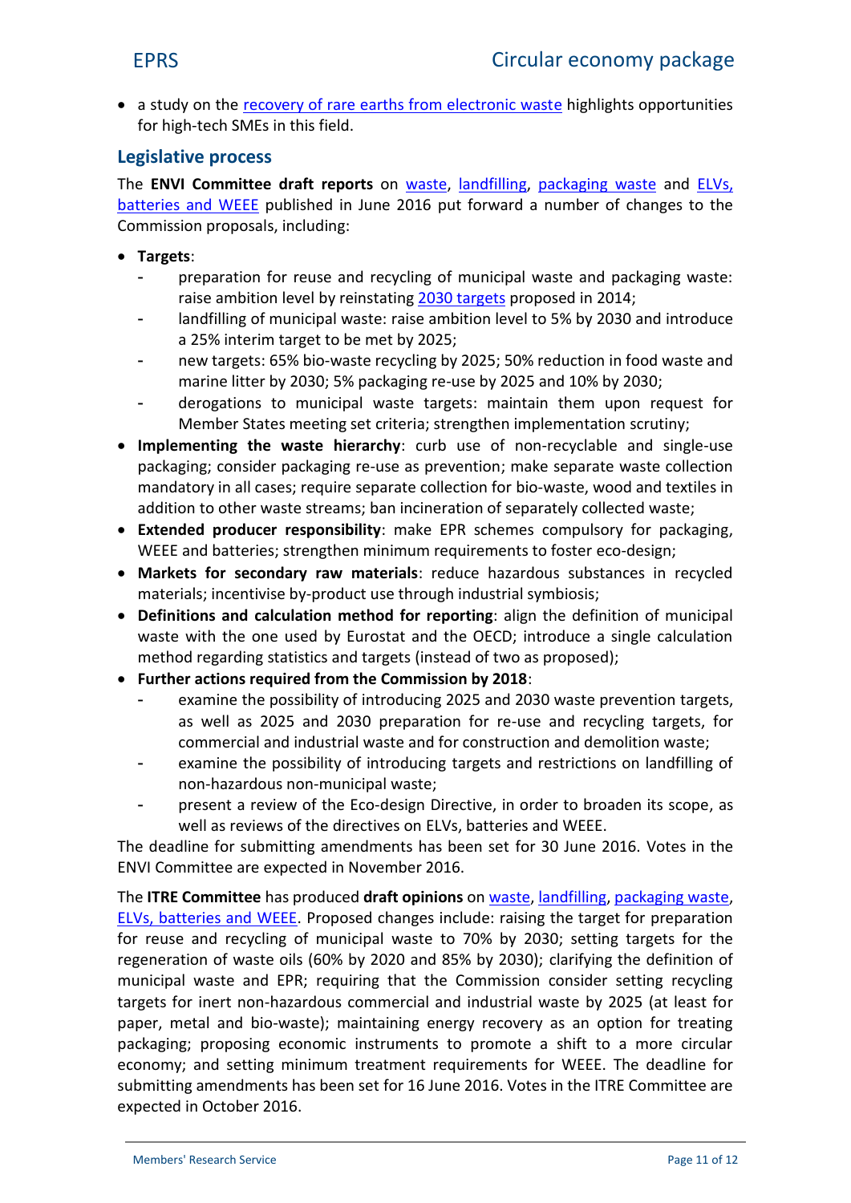- a study on the recovery of rare earths from electronic waste highlights opportunities for high-tech SMEs in this field.

## Legislative process

The **ENVI Committee draft reports** on waste, landfilling, packaging waste and ELVs, batteries and WEEE published in June 2016 put forward a number of changes to the Commission proposals, including:

- **Targets**:
  - preparation for reuse and recycling of municipal waste and packaging waste: raise ambition level by reinstating 2030 targets proposed in 2014;
  - landfilling of municipal waste: raise ambition level to 5% by 2030 and introduce a 25% interim target to be met by 2025;
  - new targets: 65% bio-waste recycling by 2025; 50% reduction in food waste and marine litter by 2030; 5% packaging re-use by 2025 and 10% by 2030;
  - derogations to municipal waste targets: maintain them upon request for Member States meeting set criteria; strengthen implementation scrutiny;
- **Implementing the waste hierarchy**: curb use of non-recyclable and single-use packaging; consider packaging re-use as prevention; make separate waste collection mandatory in all cases; require separate collection for bio-waste, wood and textiles in addition to other waste streams; ban incineration of separately collected waste;
- **Extended producer responsibility**: make EPR schemes compulsory for packaging, WEEE and batteries; strengthen minimum requirements to foster eco-design;
- **Markets for secondary raw materials**: reduce hazardous substances in recycled materials; incentivise by-product use through industrial symbiosis;
- **Definitions and calculation method for reporting**: align the definition of municipal waste with the one used by Eurostat and the OECD; introduce a single calculation method regarding statistics and targets (instead of two as proposed);
- **Further actions required from the Commission by 2018**:
  - examine the possibility of introducing 2025 and 2030 waste prevention targets, as well as 2025 and 2030 preparation for re-use and recycling targets, for commercial and industrial waste and for construction and demolition waste;
  - examine the possibility of introducing targets and restrictions on landfilling of non-hazardous non-municipal waste;
  - present a review of the Eco-design Directive, in order to broaden its scope, as well as reviews of the directives on ELVs, batteries and WEEE.

The deadline for submitting amendments has been set for 30 June 2016. Votes in the ENVI Committee are expected in November 2016.

The **ITRE Committee** has produced **draft opinions** on waste, landfilling, packaging waste, ELVs, batteries and WEEE. Proposed changes include: raising the target for preparation for reuse and recycling of municipal waste to 70% by 2030; setting targets for the regeneration of waste oils (60% by 2020 and 85% by 2030); clarifying the definition of municipal waste and EPR; requiring that the Commission consider setting recycling targets for inert non-hazardous commercial and industrial waste by 2025 (at least for paper, metal and bio-waste); maintaining energy recovery as an option for treating packaging; proposing economic instruments to promote a shift to a more circular economy; and setting minimum treatment requirements for WEEE. The deadline for submitting amendments has been set for 16 June 2016. Votes in the ITRE Committee are expected in October 2016.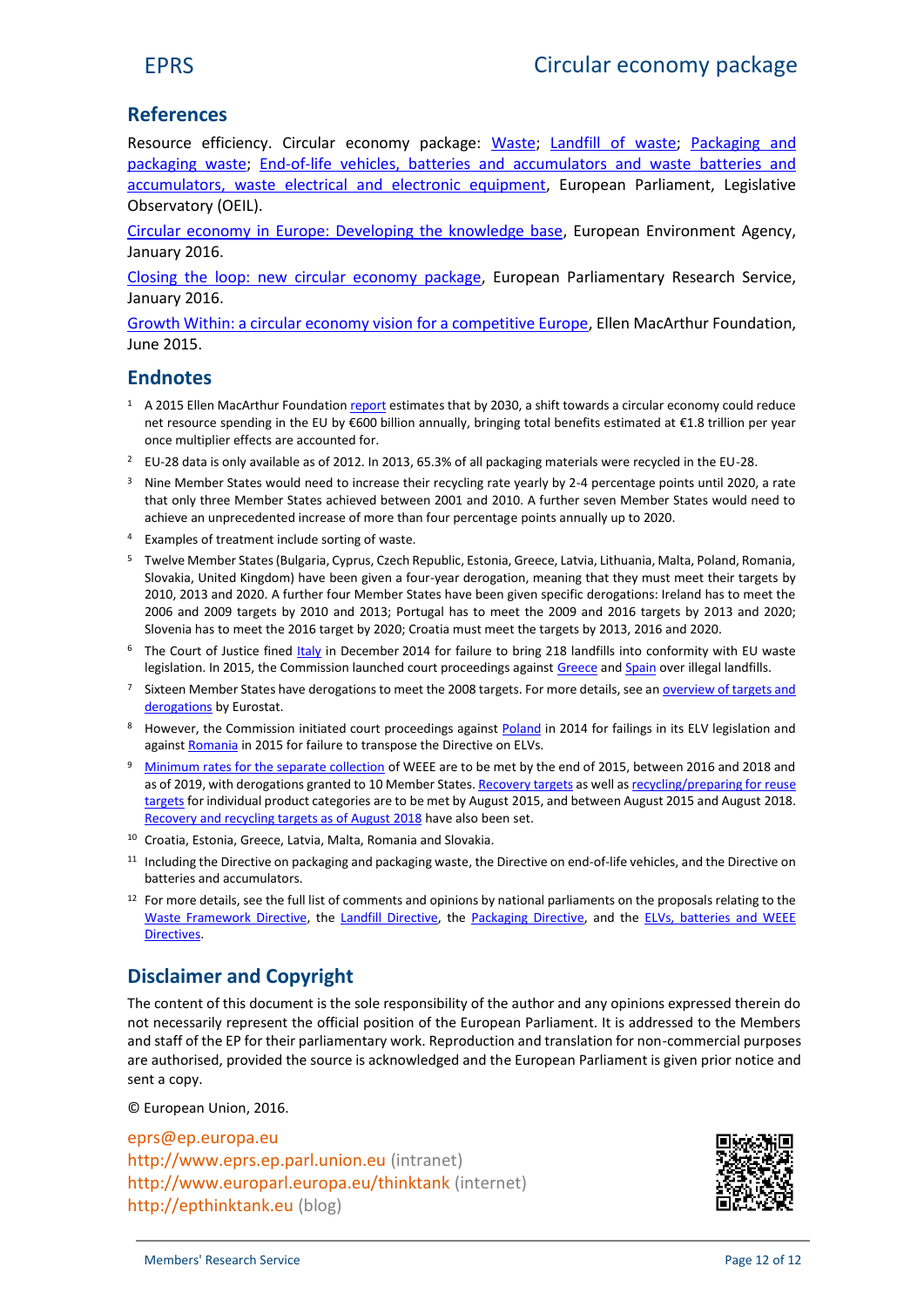## References

Resource efficiency. Circular economy package: Waste; Landfill of waste; Packaging and packaging waste; End-of-life vehicles, batteries and accumulators and waste batteries and accumulators, waste electrical and electronic equipment, European Parliament, Legislative Observatory (OEIL).

Circular economy in Europe: Developing the knowledge base, European Environment Agency, January 2016.

Closing the loop: new circular economy package, European Parliamentary Research Service, January 2016.

Growth Within: a circular economy vision for a competitive Europe, Ellen MacArthur Foundation, June 2015.

## Endnotes

1. A 2015 Ellen MacArthur Foundation report estimates that by 2030, a shift towards a circular economy could reduce net resource spending in the EU by €600 billion annually, bringing total benefits estimated at €1.8 trillion per year once multiplier effects are accounted for.
2. EU-28 data is only available as of 2012. In 2013, 65.3% of all packaging materials were recycled in the EU-28.
3. Nine Member States would need to increase their recycling rate yearly by 2-4 percentage points until 2020, a rate that only three Member States achieved between 2001 and 2010. A further seven Member States would need to achieve an unprecedented increase of more than four percentage points annually up to 2020.
4. Examples of treatment include sorting of waste.
5. Twelve Member States (Bulgaria, Cyprus, Czech Republic, Estonia, Greece, Latvia, Lithuania, Malta, Poland, Romania, Slovakia, United Kingdom) have been given a four-year derogation, meaning that they must meet their targets by 2010, 2013 and 2020. A further four Member States have been given specific derogations: Ireland has to meet the 2006 and 2009 targets by 2010 and 2013; Portugal has to meet the 2009 and 2016 targets by 2013 and 2020; Slovenia has to meet the 2016 target by 2020; Croatia must meet the targets by 2013, 2016 and 2020.
6. The Court of Justice fined Italy in December 2014 for failure to bring 218 landfills into conformity with EU waste legislation. In 2015, the Commission launched court proceedings against Greece and Spain over illegal landfills.
7. Sixteen Member States have derogations to meet the 2008 targets. For more details, see an overview of targets and derogations by Eurostat.
8. However, the Commission initiated court proceedings against Poland in 2014 for failings in its ELV legislation and against Romania in 2015 for failure to transpose the Directive on ELVs.
9. Minimum rates for the separate collection of WEEE are to be met by the end of 2015, between 2016 and 2018 and as of 2019, with derogations granted to 10 Member States. Recovery targets as well as recycling/preparing for reuse targets for individual product categories are to be met by August 2015, and between August 2015 and August 2018. Recovery and recycling targets as of August 2018 have also been set.
10. Croatia, Estonia, Greece, Latvia, Malta, Romania and Slovakia.
11. Including the Directive on packaging and packaging waste, the Directive on end-of-life vehicles, and the Directive on batteries and accumulators.
12. For more details, see the full list of comments and opinions by national parliaments on the proposals relating to the Waste Framework Directive, the Landfill Directive, the Packaging Directive, and the ELVs, batteries and WEEE Directives.

## Disclaimer and Copyright

The content of this document is the sole responsibility of the author and any opinions expressed therein do not necessarily represent the official position of the European Parliament. It is addressed to the Members and staff of the EP for their parliamentary work. Reproduction and translation for non-commercial purposes are authorised, provided the source is acknowledged and the European Parliament is given prior notice and sent a copy.

© European Union, 2016.

eprs@ep.europa.eu
http://www.eprs.ep.parl.union.eu (intranet)
http://www.europarl.europa.eu/thinktank (internet)
http://epthinktank.eu (blog)